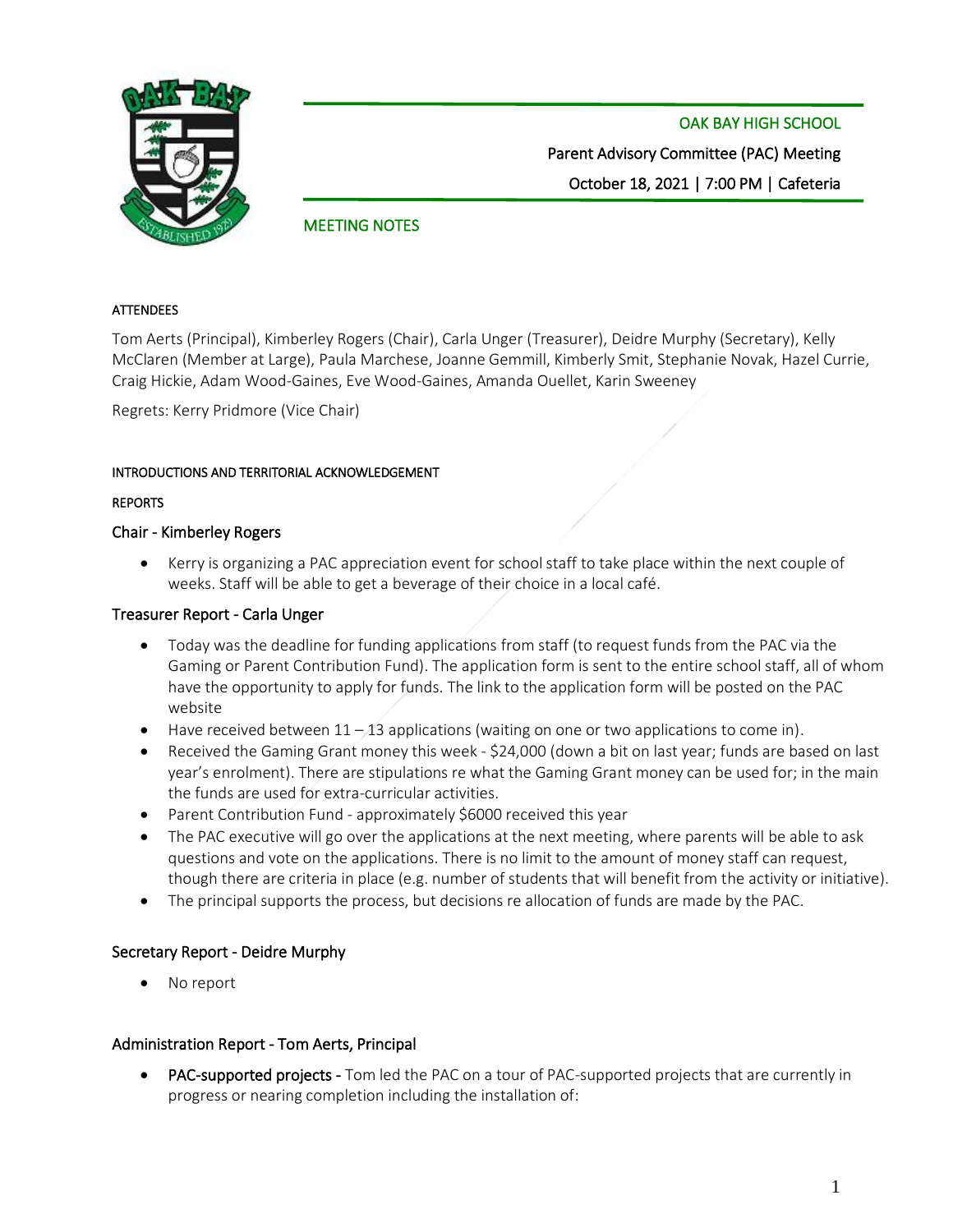OAK BAY HIGH SCHOOL

Parent Advisory Committee (PAC) Meeting

October 18, 2021 | 7:00 PM | Cafeteria

MEETING NOTES

#### ATTENDEES

Tom Aerts (Principal), Kimberley Rogers (Chair), Carla Unger (Treasurer), Deidre Murphy (Secretary), Kelly McClaren (Member at Large), Paula Marchese, Joanne Gemmill, Kimberly Smit, Stephanie Novak, Hazel Currie, Craig Hickie, Adam Wood-Gaines, Eve Wood-Gaines, Amanda Ouellet, Karin Sweeney

Regrets: Kerry Pridmore (Vice Chair)

#### INTRODUCTIONS AND TERRITORIAL ACKNOWLEDGEMENT

#### REPORTS

### Chair - Kimberley Rogers

- Kerry is organizing a PAC appreciation event for school staff to take place within the next couple of weeks. Staff will be able to get a beverage of their choice in a local café.

### Treasurer Report - Carla Unger

- Today was the deadline for funding applications from staff (to request funds from the PAC via the Gaming or Parent Contribution Fund). The application form is sent to the entire school staff, all of whom have the opportunity to apply for funds. The link to the application form will be posted on the PAC website
- Have received between 11 – 13 applications (waiting on one or two applications to come in).
- Received the Gaming Grant money this week - $24,000 (down a bit on last year; funds are based on last year's enrolment). There are stipulations re what the Gaming Grant money can be used for; in the main the funds are used for extra-curricular activities.
- Parent Contribution Fund - approximately $6000 received this year
- The PAC executive will go over the applications at the next meeting, where parents will be able to ask questions and vote on the applications. There is no limit to the amount of money staff can request, though there are criteria in place (e.g. number of students that will benefit from the activity or initiative).
- The principal supports the process, but decisions re allocation of funds are made by the PAC.

### Secretary Report - Deidre Murphy

- No report

### Administration Report - Tom Aerts, Principal

- PAC-supported projects - Tom led the PAC on a tour of PAC-supported projects that are currently in progress or nearing completion including the installation of: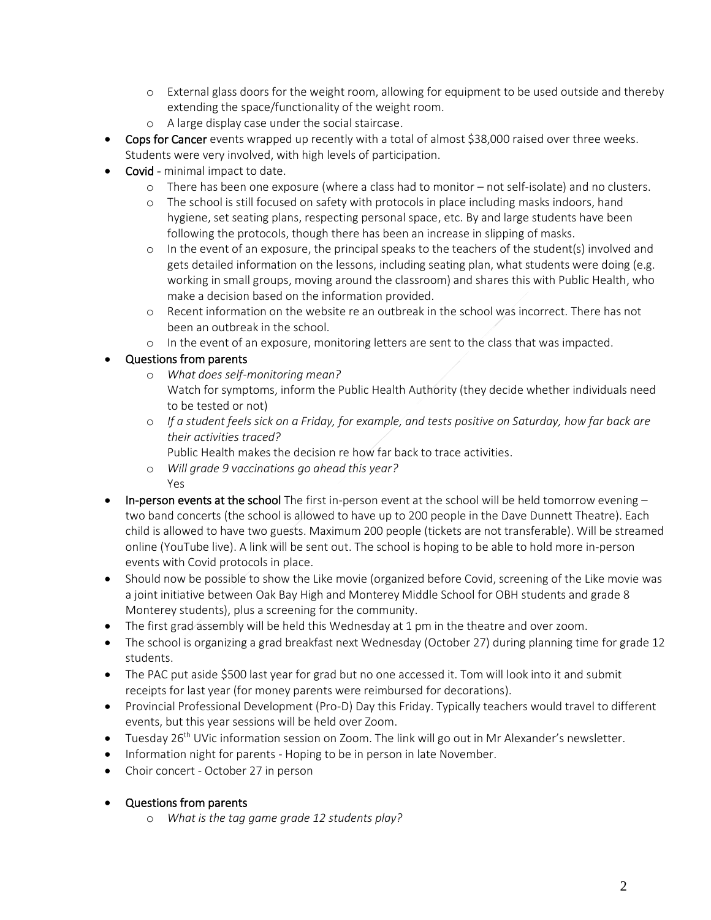- External glass doors for the weight room, allowing for equipment to be used outside and thereby extending the space/functionality of the weight room.
  - A large display case under the social staircase.
- Cops for Cancer events wrapped up recently with a total of almost $38,000 raised over three weeks. Students were very involved, with high levels of participation.
- Covid - minimal impact to date.
  - There has been one exposure (where a class had to monitor – not self-isolate) and no clusters.
  - The school is still focused on safety with protocols in place including masks indoors, hand hygiene, set seating plans, respecting personal space, etc. By and large students have been following the protocols, though there has been an increase in slipping of masks.
  - In the event of an exposure, the principal speaks to the teachers of the student(s) involved and gets detailed information on the lessons, including seating plan, what students were doing (e.g. working in small groups, moving around the classroom) and shares this with Public Health, who make a decision based on the information provided.
  - Recent information on the website re an outbreak in the school was incorrect. There has not been an outbreak in the school.
  - In the event of an exposure, monitoring letters are sent to the class that was impacted.
- Questions from parents
  - *What does self-monitoring mean?*
    Watch for symptoms, inform the Public Health Authority (they decide whether individuals need to be tested or not)
  - *If a student feels sick on a Friday, for example, and tests positive on Saturday, how far back are their activities traced?*
    Public Health makes the decision re how far back to trace activities.
  - *Will grade 9 vaccinations go ahead this year?*
    Yes
- In-person events at the school The first in-person event at the school will be held tomorrow evening – two band concerts (the school is allowed to have up to 200 people in the Dave Dunnett Theatre). Each child is allowed to have two guests. Maximum 200 people (tickets are not transferable). Will be streamed online (YouTube live). A link will be sent out. The school is hoping to be able to hold more in-person events with Covid protocols in place.
- Should now be possible to show the Like movie (organized before Covid, screening of the Like movie was a joint initiative between Oak Bay High and Monterey Middle School for OBH students and grade 8 Monterey students), plus a screening for the community.
- The first grad assembly will be held this Wednesday at 1 pm in the theatre and over zoom.
- The school is organizing a grad breakfast next Wednesday (October 27) during planning time for grade 12 students.
- The PAC put aside $500 last year for grad but no one accessed it. Tom will look into it and submit receipts for last year (for money parents were reimbursed for decorations).
- Provincial Professional Development (Pro-D) Day this Friday. Typically teachers would travel to different events, but this year sessions will be held over Zoom.
- Tuesday 26th UVic information session on Zoom. The link will go out in Mr Alexander's newsletter.
- Information night for parents - Hoping to be in person in late November.
- Choir concert - October 27 in person

- Questions from parents
  - *What is the tag game grade 12 students play?*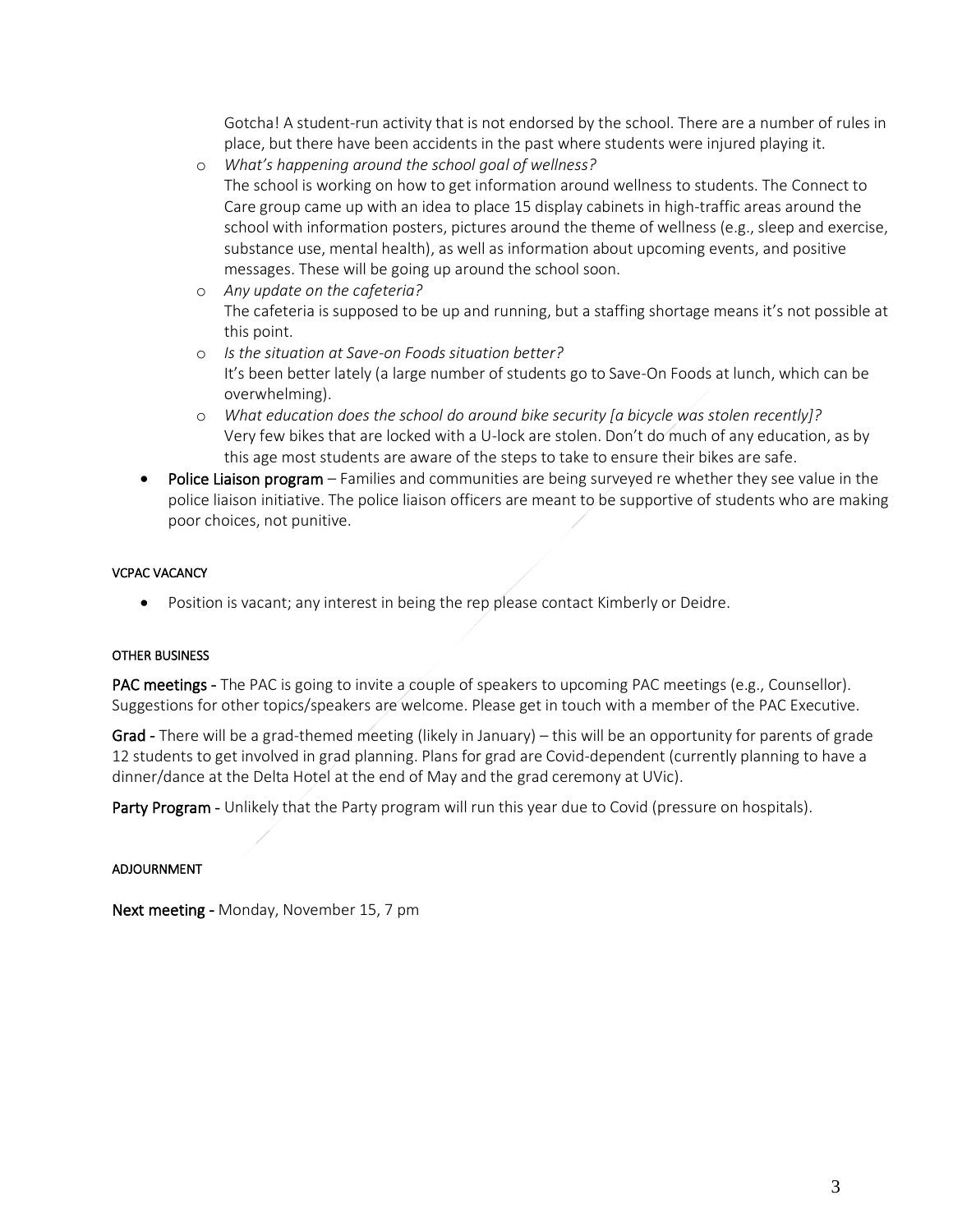Gotcha! A student-run activity that is not endorsed by the school. There are a number of rules in place, but there have been accidents in the past where students were injured playing it.

  - *What's happening around the school goal of wellness?*
    The school is working on how to get information around wellness to students. The Connect to Care group came up with an idea to place 15 display cabinets in high-traffic areas around the school with information posters, pictures around the theme of wellness (e.g., sleep and exercise, substance use, mental health), as well as information about upcoming events, and positive messages. These will be going up around the school soon.
  - *Any update on the cafeteria?*
    The cafeteria is supposed to be up and running, but a staffing shortage means it's not possible at this point.
  - *Is the situation at Save-on Foods situation better?*
    It's been better lately (a large number of students go to Save-On Foods at lunch, which can be overwhelming).
  - *What education does the school do around bike security [a bicycle was stolen recently]?*
    Very few bikes that are locked with a U-lock are stolen. Don't do much of any education, as by this age most students are aware of the steps to take to ensure their bikes are safe.

- **Police Liaison program** – Families and communities are being surveyed re whether they see value in the police liaison initiative. The police liaison officers are meant to be supportive of students who are making poor choices, not punitive.

### VCPAC VACANCY

- Position is vacant; any interest in being the rep please contact Kimberly or Deidre.

### OTHER BUSINESS

**PAC meetings -** The PAC is going to invite a couple of speakers to upcoming PAC meetings (e.g., Counsellor). Suggestions for other topics/speakers are welcome. Please get in touch with a member of the PAC Executive.

**Grad -** There will be a grad-themed meeting (likely in January) – this will be an opportunity for parents of grade 12 students to get involved in grad planning. Plans for grad are Covid-dependent (currently planning to have a dinner/dance at the Delta Hotel at the end of May and the grad ceremony at UVic).

**Party Program -** Unlikely that the Party program will run this year due to Covid (pressure on hospitals).

### ADJOURNMENT

**Next meeting -** Monday, November 15, 7 pm